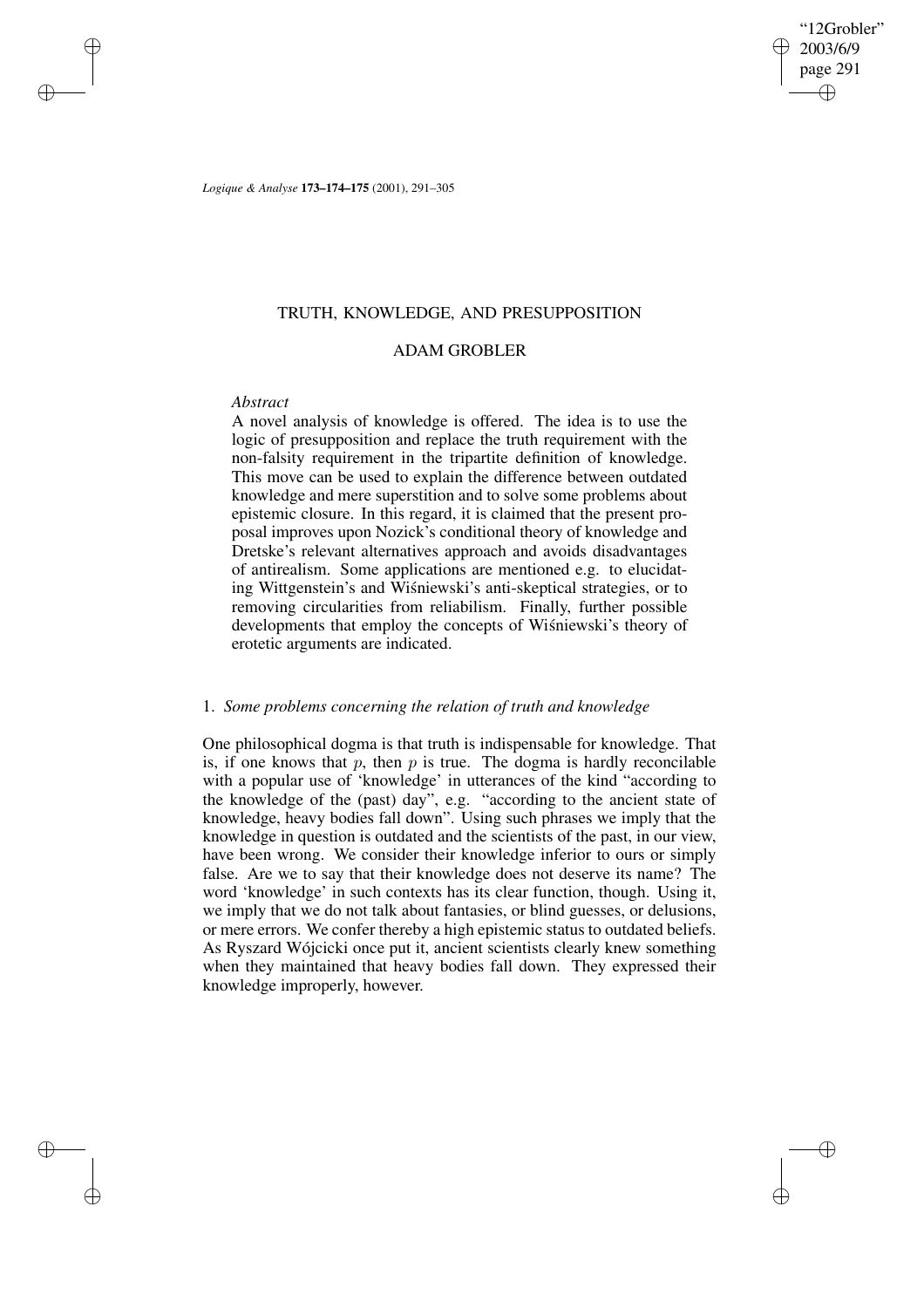# TRUTH, KNOWLEDGE, AND PRESUPPOSITION

## ADAM GROBLER

*Abstract*

A novel analysis of knowledge is offered. The idea is to use the logic of presupposition and replace the truth requirement with the non-falsity requirement in the tripartite definition of knowledge. This move can be used to explain the difference between outdated knowledge and mere superstition and to solve some problems about epistemic closure. In this regard, it is claimed that the present proposal improves upon Nozick's conditional theory of knowledge and Dretske's relevant alternatives approach and avoids disadvantages of antirealism. Some applications are mentioned e.g. to elucidating Wittgenstein's and Wiśniewski's anti-skeptical strategies, or to removing circularities from reliabilism. Finally, further possible developments that employ the concepts of Wiśniewski's theory of erotetic arguments are indicated.

### 1. *Some problems concerning the relation of truth and knowledge*

One philosophical dogma is that truth is indispensable for knowledge. That is, if one knows that $p$, then $p$ is true. The dogma is hardly reconcilable with a popular use of 'knowledge' in utterances of the kind "according to the knowledge of the (past) day", e.g. "according to the ancient state of knowledge, heavy bodies fall down". Using such phrases we imply that the knowledge in question is outdated and the scientists of the past, in our view, have been wrong. We consider their knowledge inferior to ours or simply false. Are we to say that their knowledge does not deserve its name? The word 'knowledge' in such contexts has its clear function, though. Using it, we imply that we do not talk about fantasies, or blind guesses, or delusions, or mere errors. We confer thereby a high epistemic status to outdated beliefs. As Ryszard Wójcicki once put it, ancient scientists clearly knew something when they maintained that heavy bodies fall down. They expressed their knowledge improperly, however.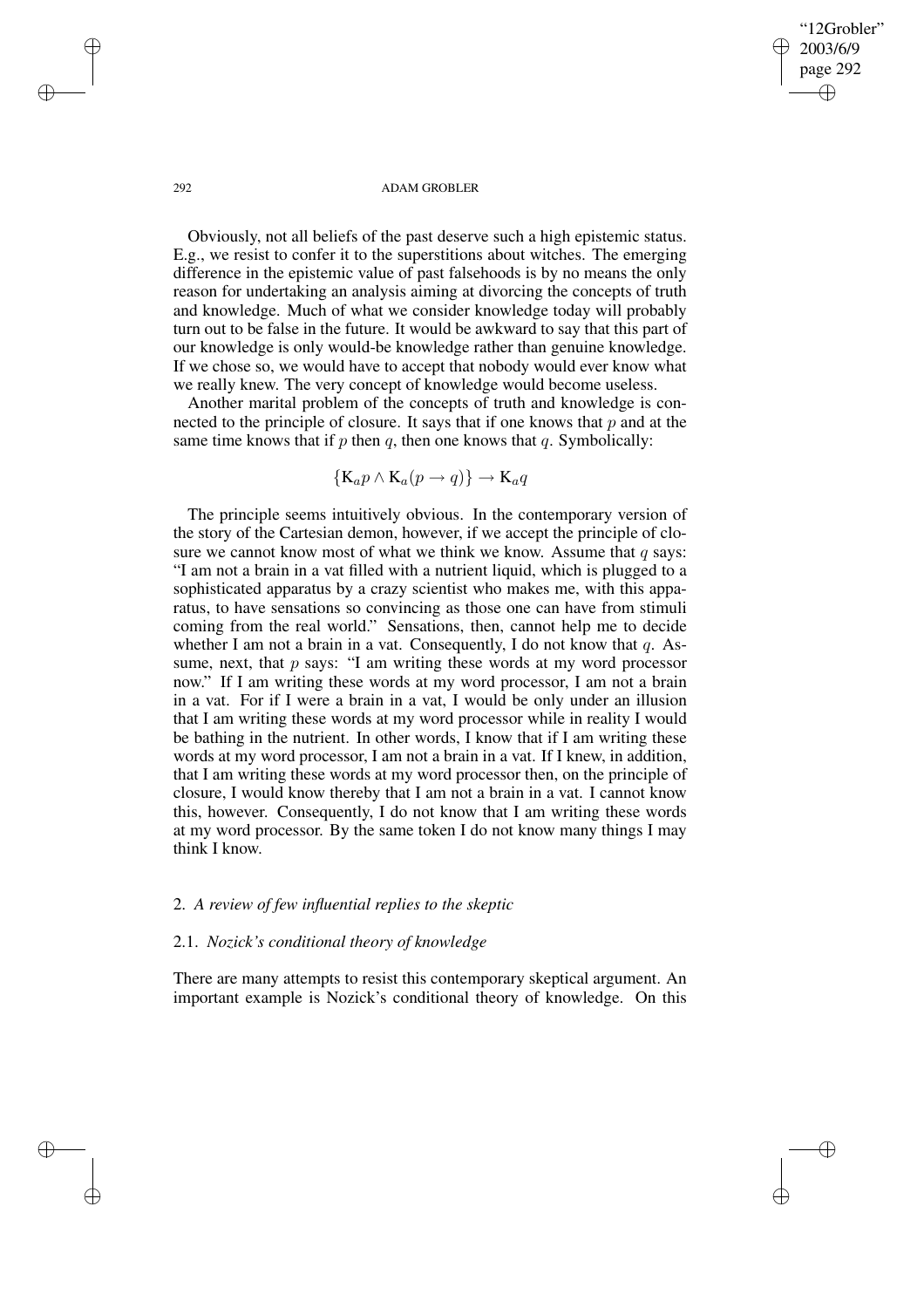Obviously, not all beliefs of the past deserve such a high epistemic status. E.g., we resist to confer it to the superstitions about witches. The emerging difference in the epistemic value of past falsehoods is by no means the only reason for undertaking an analysis aiming at divorcing the concepts of truth and knowledge. Much of what we consider knowledge today will probably turn out to be false in the future. It would be awkward to say that this part of our knowledge is only would-be knowledge rather than genuine knowledge. If we chose so, we would have to accept that nobody would ever know what we really knew. The very concept of knowledge would become useless.

Another marital problem of the concepts of truth and knowledge is connected to the principle of closure. It says that if one knows that $p$ and at the same time knows that if $p$ then $q$, then one knows that $q$. Symbolically:

$$\{\mathrm{K}_a p \wedge \mathrm{K}_a(p \rightarrow q)\} \rightarrow \mathrm{K}_a q$$

The principle seems intuitively obvious. In the contemporary version of the story of the Cartesian demon, however, if we accept the principle of closure we cannot know most of what we think we know. Assume that $q$ says: "I am not a brain in a vat filled with a nutrient liquid, which is plugged to a sophisticated apparatus by a crazy scientist who makes me, with this apparatus, to have sensations so convincing as those one can have from stimuli coming from the real world." Sensations, then, cannot help me to decide whether I am not a brain in a vat. Consequently, I do not know that $q$. Assume, next, that $p$ says: "I am writing these words at my word processor now." If I am writing these words at my word processor, I am not a brain in a vat. For if I were a brain in a vat, I would be only under an illusion that I am writing these words at my word processor while in reality I would be bathing in the nutrient. In other words, I know that if I am writing these words at my word processor, I am not a brain in a vat. If I knew, in addition, that I am writing these words at my word processor then, on the principle of closure, I would know thereby that I am not a brain in a vat. I cannot know this, however. Consequently, I do not know that I am writing these words at my word processor. By the same token I do not know many things I may think I know.

## 2. *A review of few influential replies to the skeptic*

### 2.1. *Nozick's conditional theory of knowledge*

There are many attempts to resist this contemporary skeptical argument. An important example is Nozick's conditional theory of knowledge. On this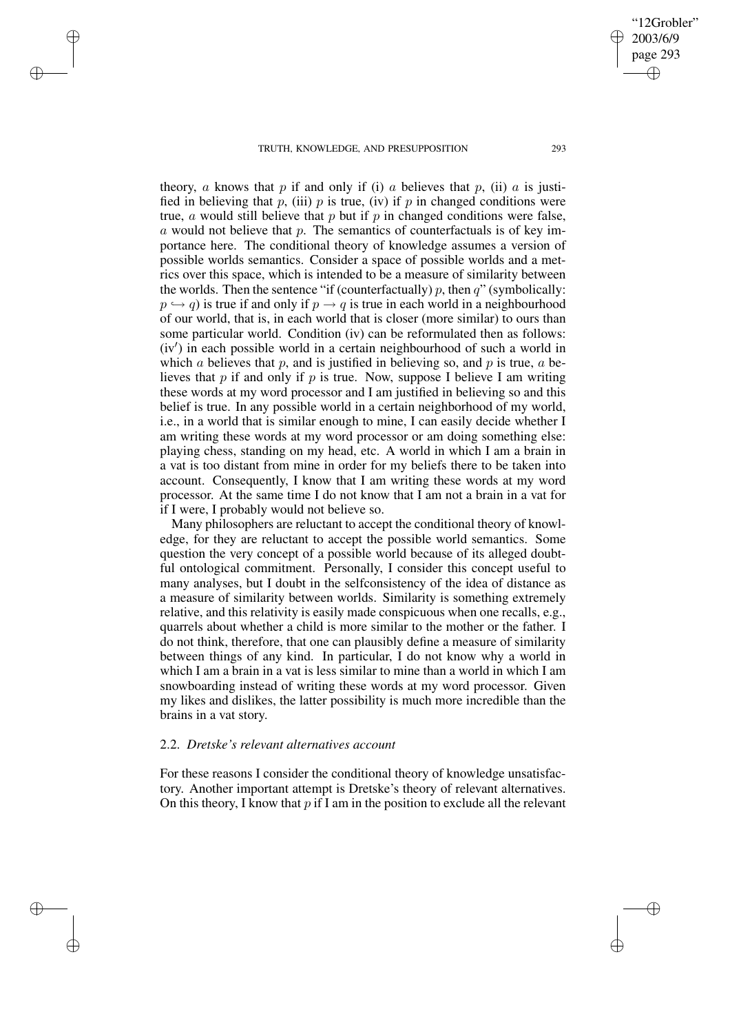theory, $a$ knows that $p$ if and only if (i) $a$ believes that $p$, (ii) $a$ is justified in believing that $p$, (iii) $p$ is true, (iv) if $p$ in changed conditions were true, $a$ would still believe that $p$ but if $p$ in changed conditions were false, $a$ would not believe that $p$. The semantics of counterfactuals is of key importance here. The conditional theory of knowledge assumes a version of possible worlds semantics. Consider a space of possible worlds and a metrics over this space, which is intended to be a measure of similarity between the worlds. Then the sentence "if (counterfactually) $p$, then $q$" (symbolically: $p \hookrightarrow q$) is true if and only if $p \rightarrow q$ is true in each world in a neighbourhood of our world, that is, in each world that is closer (more similar) to ours than some particular world. Condition (iv) can be reformulated then as follows: (iv′) in each possible world in a certain neighbourhood of such a world in which $a$ believes that $p$, and is justified in believing so, and $p$ is true, $a$ believes that $p$ if and only if $p$ is true. Now, suppose I believe I am writing these words at my word processor and I am justified in believing so and this belief is true. In any possible world in a certain neighborhood of my world, i.e., in a world that is similar enough to mine, I can easily decide whether I am writing these words at my word processor or am doing something else: playing chess, standing on my head, etc. A world in which I am a brain in a vat is too distant from mine in order for my beliefs there to be taken into account. Consequently, I know that I am writing these words at my word processor. At the same time I do not know that I am not a brain in a vat for if I were, I probably would not believe so.

Many philosophers are reluctant to accept the conditional theory of knowledge, for they are reluctant to accept the possible world semantics. Some question the very concept of a possible world because of its alleged doubtful ontological commitment. Personally, I consider this concept useful to many analyses, but I doubt in the selfconsistency of the idea of distance as a measure of similarity between worlds. Similarity is something extremely relative, and this relativity is easily made conspicuous when one recalls, e.g., quarrels about whether a child is more similar to the mother or the father. I do not think, therefore, that one can plausibly define a measure of similarity between things of any kind. In particular, I do not know why a world in which I am a brain in a vat is less similar to mine than a world in which I am snowboarding instead of writing these words at my word processor. Given my likes and dislikes, the latter possibility is much more incredible than the brains in a vat story.

### 2.2. *Dretske's relevant alternatives account*

For these reasons I consider the conditional theory of knowledge unsatisfactory. Another important attempt is Dretske's theory of relevant alternatives. On this theory, I know that $p$ if I am in the position to exclude all the relevant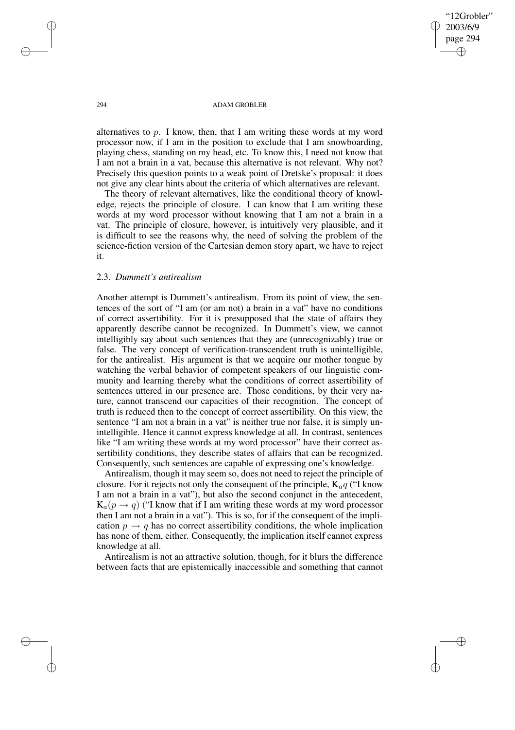alternatives to $p$. I know, then, that I am writing these words at my word processor now, if I am in the position to exclude that I am snowboarding, playing chess, standing on my head, etc. To know this, I need not know that I am not a brain in a vat, because this alternative is not relevant. Why not? Precisely this question points to a weak point of Dretske's proposal: it does not give any clear hints about the criteria of which alternatives are relevant.

The theory of relevant alternatives, like the conditional theory of knowledge, rejects the principle of closure. I can know that I am writing these words at my word processor without knowing that I am not a brain in a vat. The principle of closure, however, is intuitively very plausible, and it is difficult to see the reasons why, the need of solving the problem of the science-fiction version of the Cartesian demon story apart, we have to reject it.

### 2.3. *Dummett's antirealism*

Another attempt is Dummett's antirealism. From its point of view, the sentences of the sort of "I am (or am not) a brain in a vat" have no conditions of correct assertibility. For it is presupposed that the state of affairs they apparently describe cannot be recognized. In Dummett's view, we cannot intelligibly say about such sentences that they are (unrecognizably) true or false. The very concept of verification-transcendent truth is unintelligible, for the antirealist. His argument is that we acquire our mother tongue by watching the verbal behavior of competent speakers of our linguistic community and learning thereby what the conditions of correct assertibility of sentences uttered in our presence are. Those conditions, by their very nature, cannot transcend our capacities of their recognition. The concept of truth is reduced then to the concept of correct assertibility. On this view, the sentence "I am not a brain in a vat" is neither true nor false, it is simply unintelligible. Hence it cannot express knowledge at all. In contrast, sentences like "I am writing these words at my word processor" have their correct assertibility conditions, they describe states of affairs that can be recognized. Consequently, such sentences are capable of expressing one's knowledge.

Antirealism, though it may seem so, does not need to reject the principle of closure. For it rejects not only the consequent of the principle, $\mathrm{K}_a q$ ("I know I am not a brain in a vat"), but also the second conjunct in the antecedent, $\mathrm{K}_a(p \rightarrow q)$ ("I know that if I am writing these words at my word processor then I am not a brain in a vat"). This is so, for if the consequent of the implication $p \rightarrow q$ has no correct assertibility conditions, the whole implication has none of them, either. Consequently, the implication itself cannot express knowledge at all.

Antirealism is not an attractive solution, though, for it blurs the difference between facts that are epistemically inaccessible and something that cannot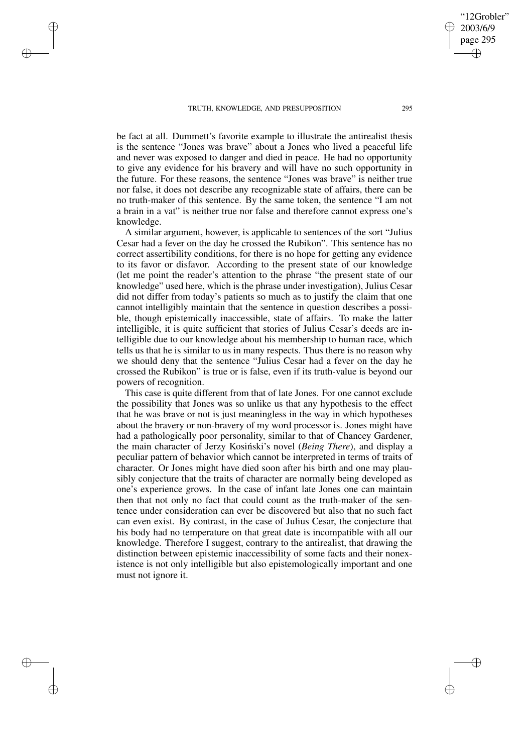be fact at all. Dummett's favorite example to illustrate the antirealist thesis is the sentence "Jones was brave" about a Jones who lived a peaceful life and never was exposed to danger and died in peace. He had no opportunity to give any evidence for his bravery and will have no such opportunity in the future. For these reasons, the sentence "Jones was brave" is neither true nor false, it does not describe any recognizable state of affairs, there can be no truth-maker of this sentence. By the same token, the sentence "I am not a brain in a vat" is neither true nor false and therefore cannot express one's knowledge.

A similar argument, however, is applicable to sentences of the sort "Julius Cesar had a fever on the day he crossed the Rubikon". This sentence has no correct assertibility conditions, for there is no hope for getting any evidence to its favor or disfavor. According to the present state of our knowledge (let me point the reader's attention to the phrase "the present state of our knowledge" used here, which is the phrase under investigation), Julius Cesar did not differ from today's patients so much as to justify the claim that one cannot intelligibly maintain that the sentence in question describes a possible, though epistemically inaccessible, state of affairs. To make the latter intelligible, it is quite sufficient that stories of Julius Cesar's deeds are intelligible due to our knowledge about his membership to human race, which tells us that he is similar to us in many respects. Thus there is no reason why we should deny that the sentence "Julius Cesar had a fever on the day he crossed the Rubikon" is true or is false, even if its truth-value is beyond our powers of recognition.

This case is quite different from that of late Jones. For one cannot exclude the possibility that Jones was so unlike us that any hypothesis to the effect that he was brave or not is just meaningless in the way in which hypotheses about the bravery or non-bravery of my word processor is. Jones might have had a pathologically poor personality, similar to that of Chancey Gardener, the main character of Jerzy Kosiński's novel (*Being There*), and display a peculiar pattern of behavior which cannot be interpreted in terms of traits of character. Or Jones might have died soon after his birth and one may plausibly conjecture that the traits of character are normally being developed as one's experience grows. In the case of infant late Jones one can maintain then that not only no fact that could count as the truth-maker of the sentence under consideration can ever be discovered but also that no such fact can even exist. By contrast, in the case of Julius Cesar, the conjecture that his body had no temperature on that great date is incompatible with all our knowledge. Therefore I suggest, contrary to the antirealist, that drawing the distinction between epistemic inaccessibility of some facts and their nonexistence is not only intelligible but also epistemologically important and one must not ignore it.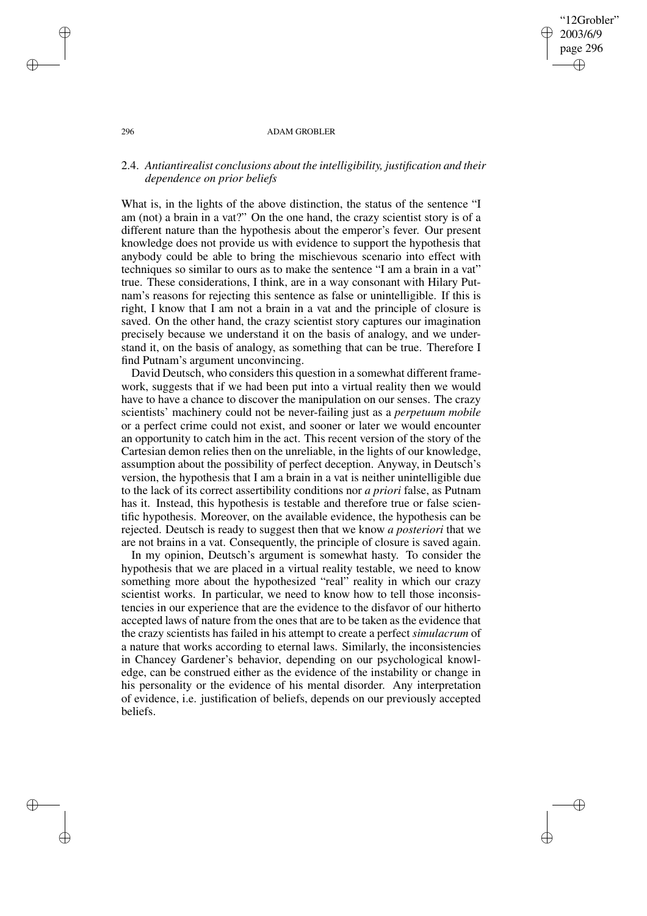### 2.4. *Antiantirealist conclusions about the intelligibility, justification and their dependence on prior beliefs*

What is, in the lights of the above distinction, the status of the sentence "I am (not) a brain in a vat?" On the one hand, the crazy scientist story is of a different nature than the hypothesis about the emperor's fever. Our present knowledge does not provide us with evidence to support the hypothesis that anybody could be able to bring the mischievous scenario into effect with techniques so similar to ours as to make the sentence "I am a brain in a vat" true. These considerations, I think, are in a way consonant with Hilary Putnam's reasons for rejecting this sentence as false or unintelligible. If this is right, I know that I am not a brain in a vat and the principle of closure is saved. On the other hand, the crazy scientist story captures our imagination precisely because we understand it on the basis of analogy, and we understand it, on the basis of analogy, as something that can be true. Therefore I find Putnam's argument unconvincing.

David Deutsch, who considers this question in a somewhat different framework, suggests that if we had been put into a virtual reality then we would have to have a chance to discover the manipulation on our senses. The crazy scientists' machinery could not be never-failing just as a *perpetuum mobile* or a perfect crime could not exist, and sooner or later we would encounter an opportunity to catch him in the act. This recent version of the story of the Cartesian demon relies then on the unreliable, in the lights of our knowledge, assumption about the possibility of perfect deception. Anyway, in Deutsch's version, the hypothesis that I am a brain in a vat is neither unintelligible due to the lack of its correct assertibility conditions nor *a priori* false, as Putnam has it. Instead, this hypothesis is testable and therefore true or false scientific hypothesis. Moreover, on the available evidence, the hypothesis can be rejected. Deutsch is ready to suggest then that we know *a posteriori* that we are not brains in a vat. Consequently, the principle of closure is saved again.

In my opinion, Deutsch's argument is somewhat hasty. To consider the hypothesis that we are placed in a virtual reality testable, we need to know something more about the hypothesized "real" reality in which our crazy scientist works. In particular, we need to know how to tell those inconsistencies in our experience that are the evidence to the disfavor of our hitherto accepted laws of nature from the ones that are to be taken as the evidence that the crazy scientists has failed in his attempt to create a perfect *simulacrum* of a nature that works according to eternal laws. Similarly, the inconsistencies in Chancey Gardener's behavior, depending on our psychological knowledge, can be construed either as the evidence of the instability or change in his personality or the evidence of his mental disorder. Any interpretation of evidence, i.e. justification of beliefs, depends on our previously accepted beliefs.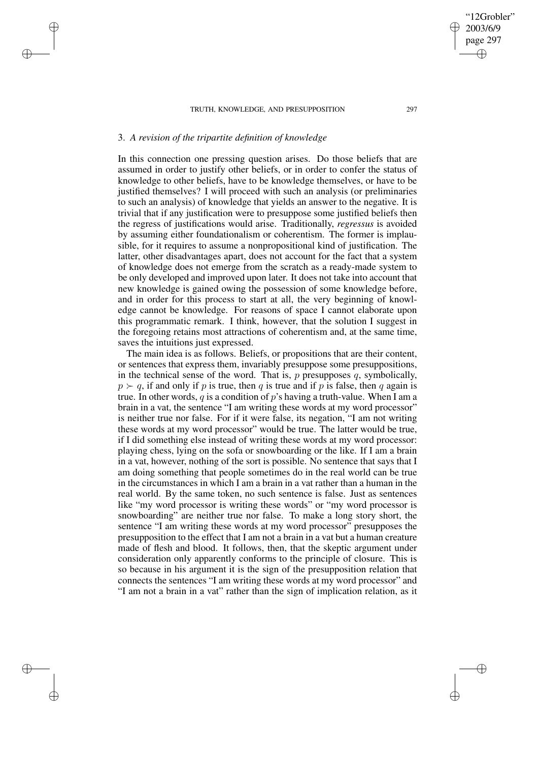### 3. *A revision of the tripartite definition of knowledge*

In this connection one pressing question arises. Do those beliefs that are assumed in order to justify other beliefs, or in order to confer the status of knowledge to other beliefs, have to be knowledge themselves, or have to be justified themselves? I will proceed with such an analysis (or preliminaries to such an analysis) of knowledge that yields an answer to the negative. It is trivial that if any justification were to presuppose some justified beliefs then the regress of justifications would arise. Traditionally, *regressus* is avoided by assuming either foundationalism or coherentism. The former is implausible, for it requires to assume a nonpropositional kind of justification. The latter, other disadvantages apart, does not account for the fact that a system of knowledge does not emerge from the scratch as a ready-made system to be only developed and improved upon later. It does not take into account that new knowledge is gained owing the possession of some knowledge before, and in order for this process to start at all, the very beginning of knowledge cannot be knowledge. For reasons of space I cannot elaborate upon this programmatic remark. I think, however, that the solution I suggest in the foregoing retains most attractions of coherentism and, at the same time, saves the intuitions just expressed.

The main idea is as follows. Beliefs, or propositions that are their content, or sentences that express them, invariably presuppose some presuppositions, in the technical sense of the word. That is, $p$ presupposes $q$, symbolically, $p \succ q$, if and only if $p$ is true, then $q$ is true and if $p$ is false, then $q$ again is true. In other words, $q$ is a condition of $p$'s having a truth-value. When I am a brain in a vat, the sentence "I am writing these words at my word processor" is neither true nor false. For if it were false, its negation, "I am not writing these words at my word processor" would be true. The latter would be true, if I did something else instead of writing these words at my word processor: playing chess, lying on the sofa or snowboarding or the like. If I am a brain in a vat, however, nothing of the sort is possible. No sentence that says that I am doing something that people sometimes do in the real world can be true in the circumstances in which I am a brain in a vat rather than a human in the real world. By the same token, no such sentence is false. Just as sentences like "my word processor is writing these words" or "my word processor is snowboarding" are neither true nor false. To make a long story short, the sentence "I am writing these words at my word processor" presupposes the presupposition to the effect that I am not a brain in a vat but a human creature made of flesh and blood. It follows, then, that the skeptic argument under consideration only apparently conforms to the principle of closure. This is so because in his argument it is the sign of the presupposition relation that connects the sentences "I am writing these words at my word processor" and "I am not a brain in a vat" rather than the sign of implication relation, as it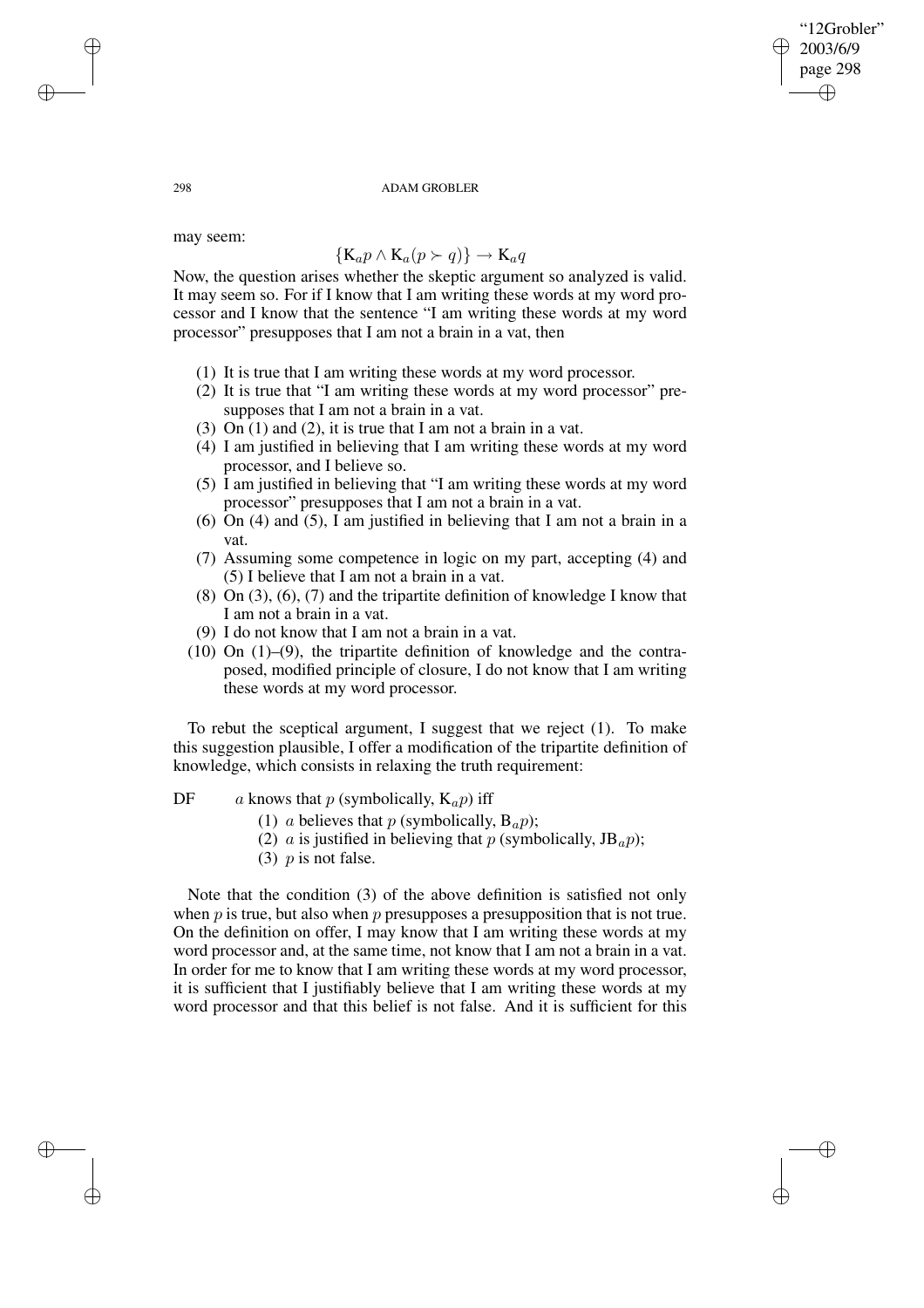may seem:

$$\{\mathrm{K}_a p \wedge \mathrm{K}_a(p \succ q)\} \rightarrow \mathrm{K}_a q$$

Now, the question arises whether the skeptic argument so analyzed is valid. It may seem so. For if I know that I am writing these words at my word processor and I know that the sentence "I am writing these words at my word processor" presupposes that I am not a brain in a vat, then

(1) It is true that I am writing these words at my word processor.
(2) It is true that "I am writing these words at my word processor" presupposes that I am not a brain in a vat.
(3) On (1) and (2), it is true that I am not a brain in a vat.
(4) I am justified in believing that I am writing these words at my word processor, and I believe so.
(5) I am justified in believing that "I am writing these words at my word processor" presupposes that I am not a brain in a vat.
(6) On (4) and (5), I am justified in believing that I am not a brain in a vat.
(7) Assuming some competence in logic on my part, accepting (4) and (5) I believe that I am not a brain in a vat.
(8) On (3), (6), (7) and the tripartite definition of knowledge I know that I am not a brain in a vat.
(9) I do not know that I am not a brain in a vat.
(10) On (1)–(9), the tripartite definition of knowledge and the contraposed, modified principle of closure, I do not know that I am writing these words at my word processor.

To rebut the sceptical argument, I suggest that we reject (1). To make this suggestion plausible, I offer a modification of the tripartite definition of knowledge, which consists in relaxing the truth requirement:

DF $a$ knows that $p$ (symbolically, $\mathrm{K}_a p$) iff

(1) $a$ believes that $p$ (symbolically, $\mathrm{B}_a p$);
(2) $a$ is justified in believing that $p$ (symbolically, $\mathrm{JB}_a p$);
(3) $p$ is not false.

Note that the condition (3) of the above definition is satisfied not only when $p$ is true, but also when $p$ presupposes a presupposition that is not true. On the definition on offer, I may know that I am writing these words at my word processor and, at the same time, not know that I am not a brain in a vat. In order for me to know that I am writing these words at my word processor, it is sufficient that I justifiably believe that I am writing these words at my word processor and that this belief is not false. And it is sufficient for this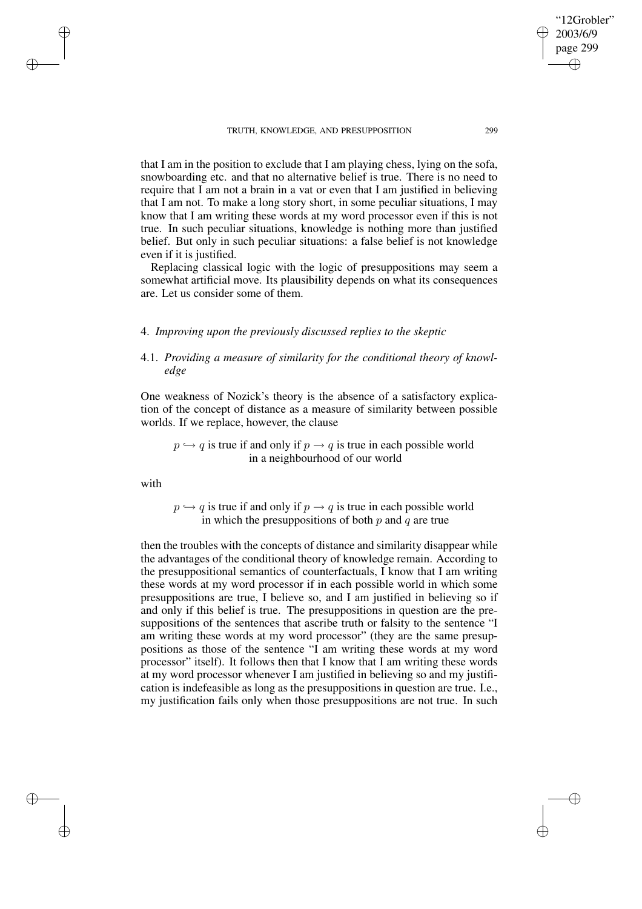that I am in the position to exclude that I am playing chess, lying on the sofa, snowboarding etc. and that no alternative belief is true. There is no need to require that I am not a brain in a vat or even that I am justified in believing that I am not. To make a long story short, in some peculiar situations, I may know that I am writing these words at my word processor even if this is not true. In such peculiar situations, knowledge is nothing more than justified belief. But only in such peculiar situations: a false belief is not knowledge even if it is justified.

Replacing classical logic with the logic of presuppositions may seem a somewhat artificial move. Its plausibility depends on what its consequences are. Let us consider some of them.

## 4. *Improving upon the previously discussed replies to the skeptic*

### 4.1. *Providing a measure of similarity for the conditional theory of knowledge*

One weakness of Nozick's theory is the absence of a satisfactory explication of the concept of distance as a measure of similarity between possible worlds. If we replace, however, the clause

$p \hookrightarrow q$ is true if and only if $p \rightarrow q$ is true in each possible world in a neighbourhood of our world

with

$p \hookrightarrow q$ is true if and only if $p \rightarrow q$ is true in each possible world in which the presuppositions of both $p$ and $q$ are true

then the troubles with the concepts of distance and similarity disappear while the advantages of the conditional theory of knowledge remain. According to the presuppositional semantics of counterfactuals, I know that I am writing these words at my word processor if in each possible world in which some presuppositions are true, I believe so, and I am justified in believing so if and only if this belief is true. The presuppositions in question are the presuppositions of the sentences that ascribe truth or falsity to the sentence "I am writing these words at my word processor" (they are the same presuppositions as those of the sentence "I am writing these words at my word processor" itself). It follows then that I know that I am writing these words at my word processor whenever I am justified in believing so and my justification is indefeasible as long as the presuppositions in question are true. I.e., my justification fails only when those presuppositions are not true. In such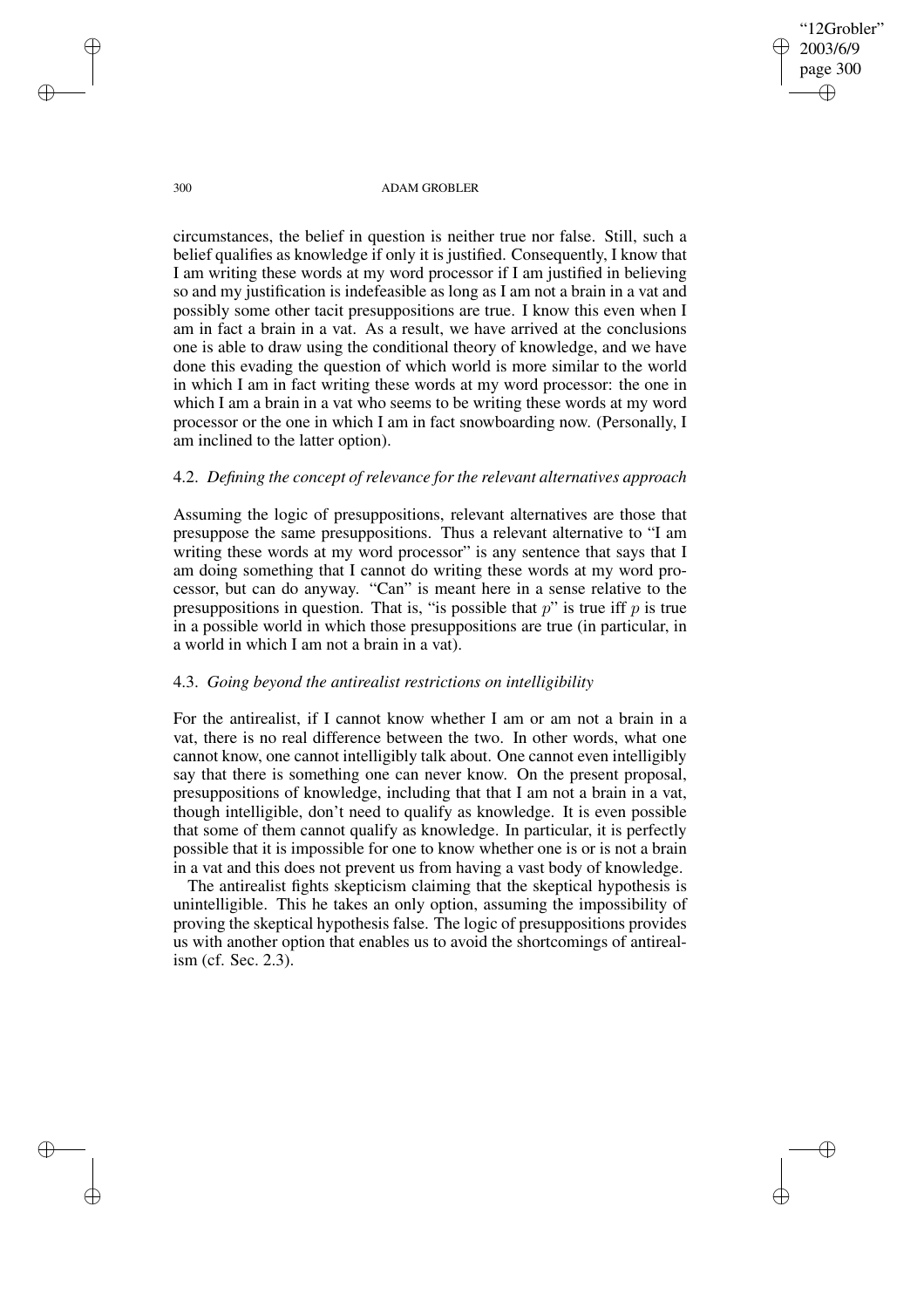circumstances, the belief in question is neither true nor false. Still, such a belief qualifies as knowledge if only it is justified. Consequently, I know that I am writing these words at my word processor if I am justified in believing so and my justification is indefeasible as long as I am not a brain in a vat and possibly some other tacit presuppositions are true. I know this even when I am in fact a brain in a vat. As a result, we have arrived at the conclusions one is able to draw using the conditional theory of knowledge, and we have done this evading the question of which world is more similar to the world in which I am in fact writing these words at my word processor: the one in which I am a brain in a vat who seems to be writing these words at my word processor or the one in which I am in fact snowboarding now. (Personally, I am inclined to the latter option).

### 4.2. *Defining the concept of relevance for the relevant alternatives approach*

Assuming the logic of presuppositions, relevant alternatives are those that presuppose the same presuppositions. Thus a relevant alternative to "I am writing these words at my word processor" is any sentence that says that I am doing something that I cannot do writing these words at my word processor, but can do anyway. "Can" is meant here in a sense relative to the presuppositions in question. That is, "is possible that $p$" is true iff $p$ is true in a possible world in which those presuppositions are true (in particular, in a world in which I am not a brain in a vat).

### 4.3. *Going beyond the antirealist restrictions on intelligibility*

For the antirealist, if I cannot know whether I am or am not a brain in a vat, there is no real difference between the two. In other words, what one cannot know, one cannot intelligibly talk about. One cannot even intelligibly say that there is something one can never know. On the present proposal, presuppositions of knowledge, including that that I am not a brain in a vat, though intelligible, don't need to qualify as knowledge. It is even possible that some of them cannot qualify as knowledge. In particular, it is perfectly possible that it is impossible for one to know whether one is or is not a brain in a vat and this does not prevent us from having a vast body of knowledge.

The antirealist fights skepticism claiming that the skeptical hypothesis is unintelligible. This he takes an only option, assuming the impossibility of proving the skeptical hypothesis false. The logic of presuppositions provides us with another option that enables us to avoid the shortcomings of antirealism (cf. Sec. 2.3).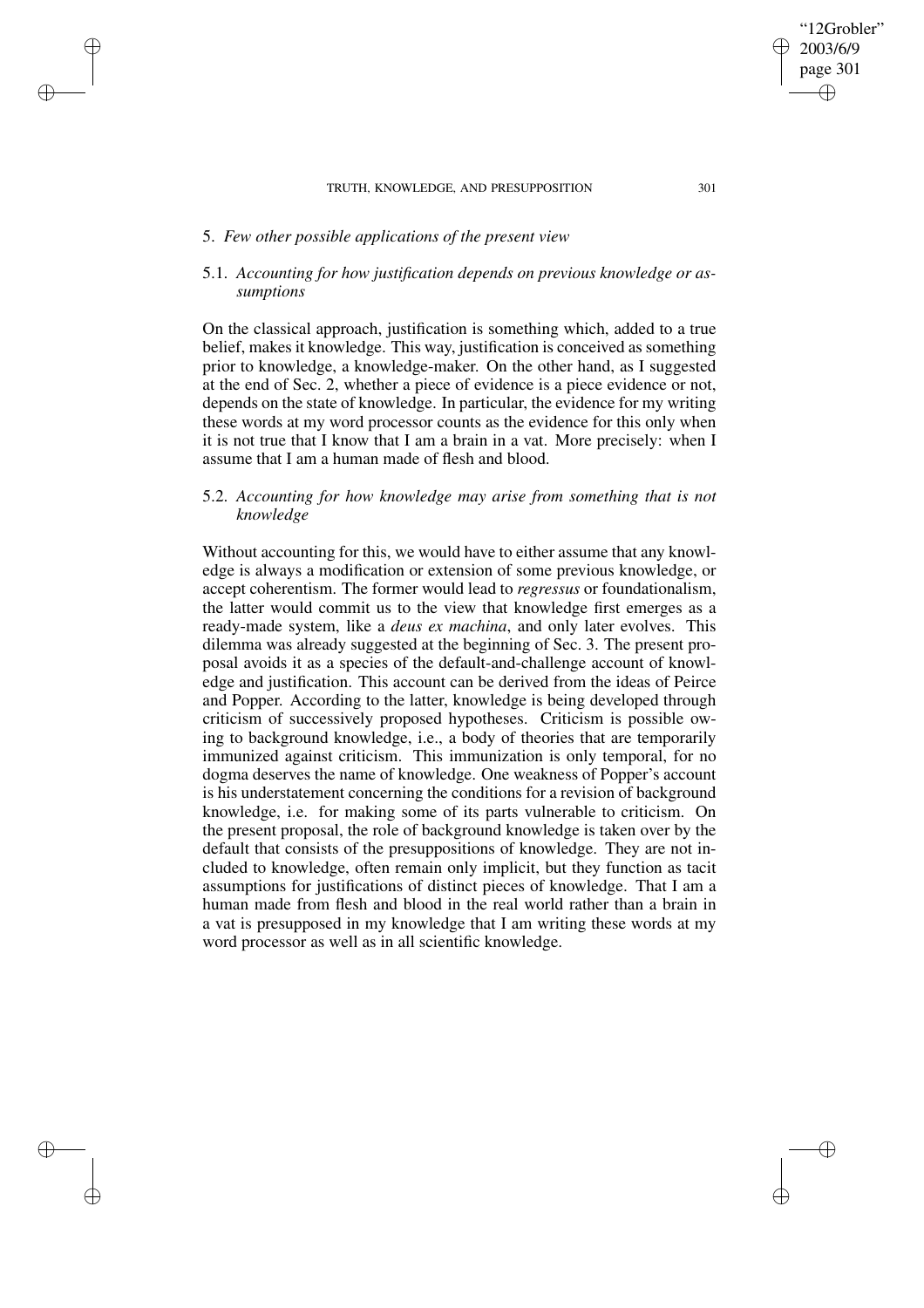## 5. *Few other possible applications of the present view*

### 5.1. *Accounting for how justification depends on previous knowledge or assumptions*

On the classical approach, justification is something which, added to a true belief, makes it knowledge. This way, justification is conceived as something prior to knowledge, a knowledge-maker. On the other hand, as I suggested at the end of Sec. 2, whether a piece of evidence is a piece evidence or not, depends on the state of knowledge. In particular, the evidence for my writing these words at my word processor counts as the evidence for this only when it is not true that I know that I am a brain in a vat. More precisely: when I assume that I am a human made of flesh and blood.

### 5.2. *Accounting for how knowledge may arise from something that is not knowledge*

Without accounting for this, we would have to either assume that any knowledge is always a modification or extension of some previous knowledge, or accept coherentism. The former would lead to *regressus* or foundationalism, the latter would commit us to the view that knowledge first emerges as a ready-made system, like a *deus ex machina*, and only later evolves. This dilemma was already suggested at the beginning of Sec. 3. The present proposal avoids it as a species of the default-and-challenge account of knowledge and justification. This account can be derived from the ideas of Peirce and Popper. According to the latter, knowledge is being developed through criticism of successively proposed hypotheses. Criticism is possible owing to background knowledge, i.e., a body of theories that are temporarily immunized against criticism. This immunization is only temporal, for no dogma deserves the name of knowledge. One weakness of Popper's account is his understatement concerning the conditions for a revision of background knowledge, i.e. for making some of its parts vulnerable to criticism. On the present proposal, the role of background knowledge is taken over by the default that consists of the presuppositions of knowledge. They are not included to knowledge, often remain only implicit, but they function as tacit assumptions for justifications of distinct pieces of knowledge. That I am a human made from flesh and blood in the real world rather than a brain in a vat is presupposed in my knowledge that I am writing these words at my word processor as well as in all scientific knowledge.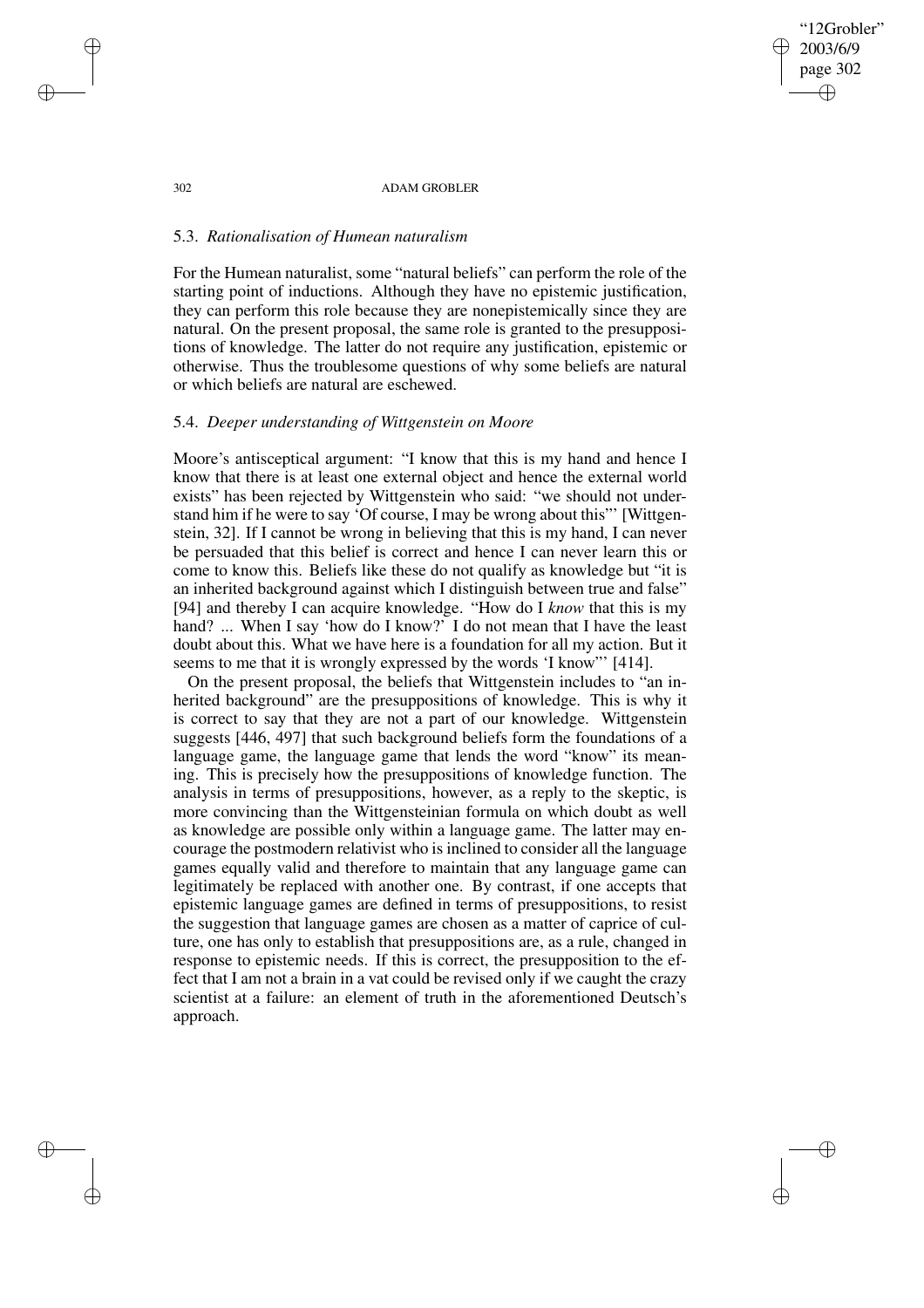### 5.3. *Rationalisation of Humean naturalism*

For the Humean naturalist, some "natural beliefs" can perform the role of the starting point of inductions. Although they have no epistemic justification, they can perform this role because they are nonepistemically since they are natural. On the present proposal, the same role is granted to the presuppositions of knowledge. The latter do not require any justification, epistemic or otherwise. Thus the troublesome questions of why some beliefs are natural or which beliefs are natural are eschewed.

### 5.4. *Deeper understanding of Wittgenstein on Moore*

Moore's antisceptical argument: "I know that this is my hand and hence I know that there is at least one external object and hence the external world exists" has been rejected by Wittgenstein who said: "we should not understand him if he were to say 'Of course, I may be wrong about this"' [Wittgenstein, 32]. If I cannot be wrong in believing that this is my hand, I can never be persuaded that this belief is correct and hence I can never learn this or come to know this. Beliefs like these do not qualify as knowledge but "it is an inherited background against which I distinguish between true and false" [94] and thereby I can acquire knowledge. "How do I *know* that this is my hand? ... When I say 'how do I know?' I do not mean that I have the least doubt about this. What we have here is a foundation for all my action. But it seems to me that it is wrongly expressed by the words 'I know"' [414].

On the present proposal, the beliefs that Wittgenstein includes to "an inherited background" are the presuppositions of knowledge. This is why it is correct to say that they are not a part of our knowledge. Wittgenstein suggests [446, 497] that such background beliefs form the foundations of a language game, the language game that lends the word "know" its meaning. This is precisely how the presuppositions of knowledge function. The analysis in terms of presuppositions, however, as a reply to the skeptic, is more convincing than the Wittgensteinian formula on which doubt as well as knowledge are possible only within a language game. The latter may encourage the postmodern relativist who is inclined to consider all the language games equally valid and therefore to maintain that any language game can legitimately be replaced with another one. By contrast, if one accepts that epistemic language games are defined in terms of presuppositions, to resist the suggestion that language games are chosen as a matter of caprice of culture, one has only to establish that presuppositions are, as a rule, changed in response to epistemic needs. If this is correct, the presupposition to the effect that I am not a brain in a vat could be revised only if we caught the crazy scientist at a failure: an element of truth in the aforementioned Deutsch's approach.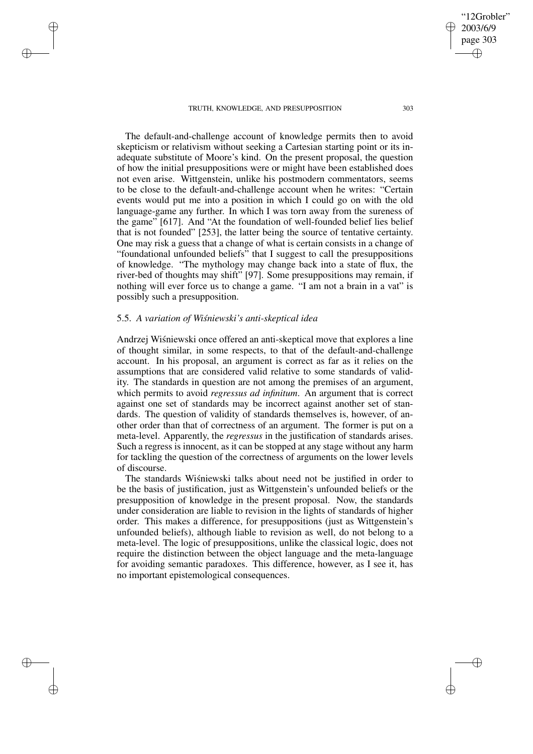The default-and-challenge account of knowledge permits then to avoid skepticism or relativism without seeking a Cartesian starting point or its inadequate substitute of Moore's kind. On the present proposal, the question of how the initial presuppositions were or might have been established does not even arise. Wittgenstein, unlike his postmodern commentators, seems to be close to the default-and-challenge account when he writes: "Certain events would put me into a position in which I could go on with the old language-game any further. In which I was torn away from the sureness of the game" [617]. And "At the foundation of well-founded belief lies belief that is not founded" [253], the latter being the source of tentative certainty. One may risk a guess that a change of what is certain consists in a change of "foundational unfounded beliefs" that I suggest to call the presuppositions of knowledge. "The mythology may change back into a state of flux, the river-bed of thoughts may shift" [97]. Some presuppositions may remain, if nothing will ever force us to change a game. "I am not a brain in a vat" is possibly such a presupposition.

### 5.5. *A variation of Wiśniewski's anti-skeptical idea*

Andrzej Wiśniewski once offered an anti-skeptical move that explores a line of thought similar, in some respects, to that of the default-and-challenge account. In his proposal, an argument is correct as far as it relies on the assumptions that are considered valid relative to some standards of validity. The standards in question are not among the premises of an argument, which permits to avoid *regressus ad infinitum*. An argument that is correct against one set of standards may be incorrect against another set of standards. The question of validity of standards themselves is, however, of another order than that of correctness of an argument. The former is put on a meta-level. Apparently, the *regressus* in the justification of standards arises. Such a regress is innocent, as it can be stopped at any stage without any harm for tackling the question of the correctness of arguments on the lower levels of discourse.

The standards Wiśniewski talks about need not be justified in order to be the basis of justification, just as Wittgenstein's unfounded beliefs or the presupposition of knowledge in the present proposal. Now, the standards under consideration are liable to revision in the lights of standards of higher order. This makes a difference, for presuppositions (just as Wittgenstein's unfounded beliefs), although liable to revision as well, do not belong to a meta-level. The logic of presuppositions, unlike the classical logic, does not require the distinction between the object language and the meta-language for avoiding semantic paradoxes. This difference, however, as I see it, has no important epistemological consequences.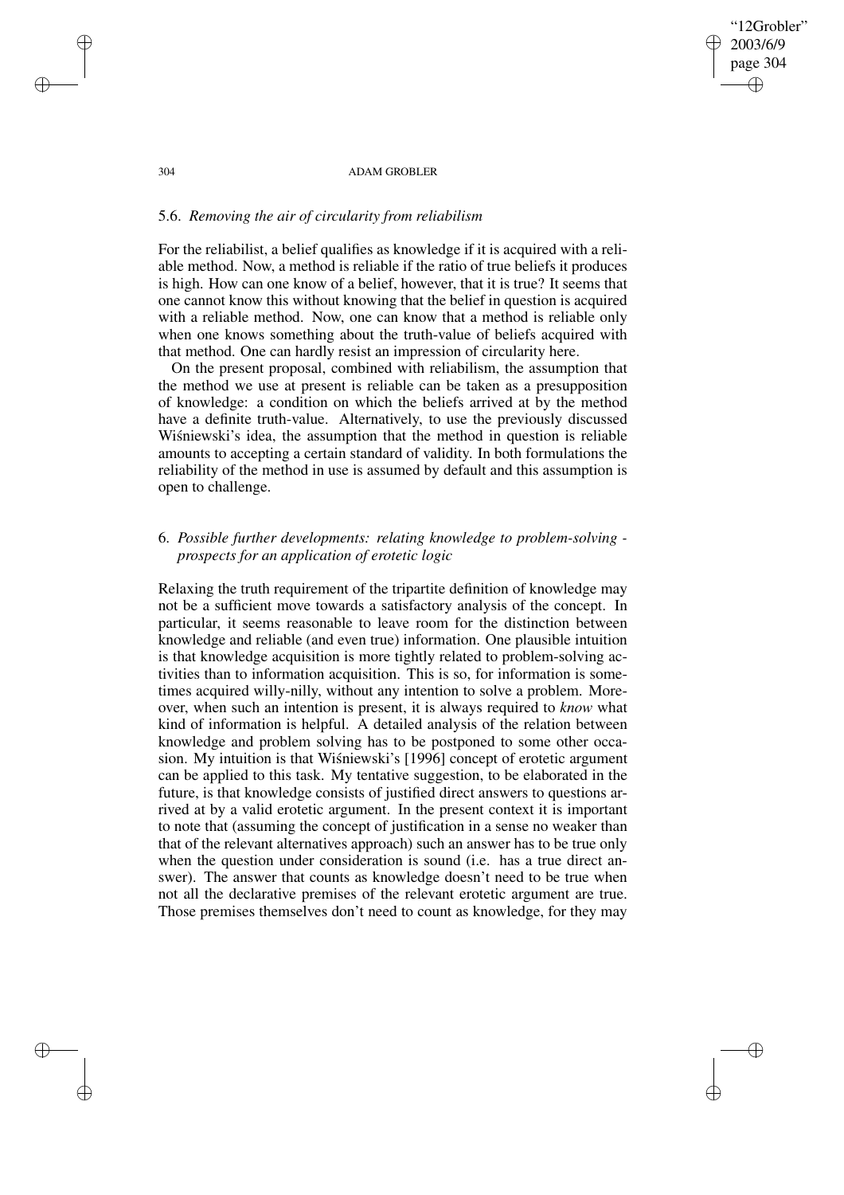### 5.6. *Removing the air of circularity from reliabilism*

For the reliabilist, a belief qualifies as knowledge if it is acquired with a reliable method. Now, a method is reliable if the ratio of true beliefs it produces is high. How can one know of a belief, however, that it is true? It seems that one cannot know this without knowing that the belief in question is acquired with a reliable method. Now, one can know that a method is reliable only when one knows something about the truth-value of beliefs acquired with that method. One can hardly resist an impression of circularity here.

On the present proposal, combined with reliabilism, the assumption that the method we use at present is reliable can be taken as a presupposition of knowledge: a condition on which the beliefs arrived at by the method have a definite truth-value. Alternatively, to use the previously discussed Wiśniewski's idea, the assumption that the method in question is reliable amounts to accepting a certain standard of validity. In both formulations the reliability of the method in use is assumed by default and this assumption is open to challenge.

## 6. *Possible further developments: relating knowledge to problem-solving - prospects for an application of erotetic logic*

Relaxing the truth requirement of the tripartite definition of knowledge may not be a sufficient move towards a satisfactory analysis of the concept. In particular, it seems reasonable to leave room for the distinction between knowledge and reliable (and even true) information. One plausible intuition is that knowledge acquisition is more tightly related to problem-solving activities than to information acquisition. This is so, for information is sometimes acquired willy-nilly, without any intention to solve a problem. Moreover, when such an intention is present, it is always required to *know* what kind of information is helpful. A detailed analysis of the relation between knowledge and problem solving has to be postponed to some other occasion. My intuition is that Wiśniewski's [1996] concept of erotetic argument can be applied to this task. My tentative suggestion, to be elaborated in the future, is that knowledge consists of justified direct answers to questions arrived at by a valid erotetic argument. In the present context it is important to note that (assuming the concept of justification in a sense no weaker than that of the relevant alternatives approach) such an answer has to be true only when the question under consideration is sound (i.e. has a true direct answer). The answer that counts as knowledge doesn't need to be true when not all the declarative premises of the relevant erotetic argument are true. Those premises themselves don't need to count as knowledge, for they may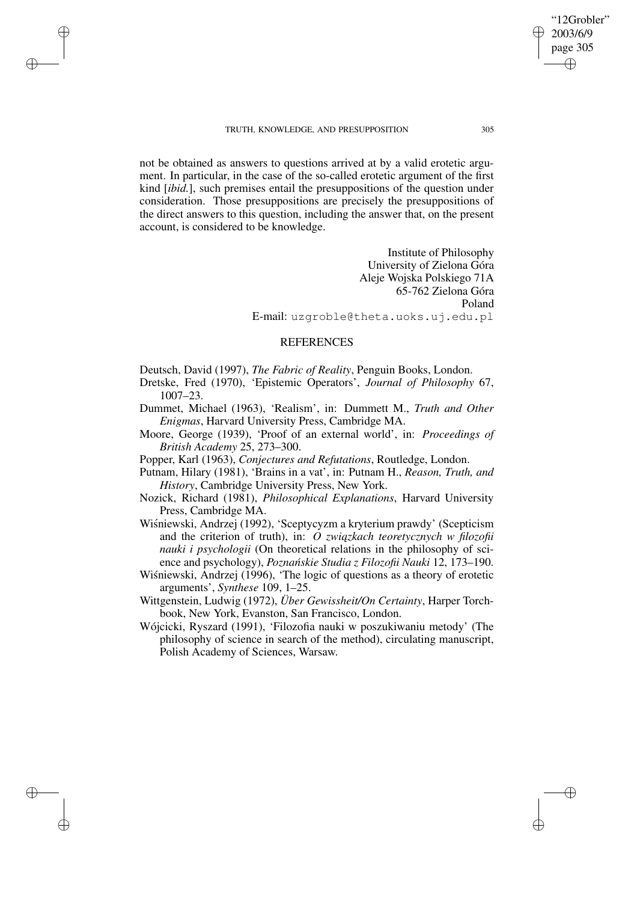not be obtained as answers to questions arrived at by a valid erotetic argument. In particular, in the case of the so-called erotetic argument of the first kind [*ibid.*], such premises entail the presuppositions of the question under consideration. Those presuppositions are precisely the presuppositions of the direct answers to this question, including the answer that, on the present account, is considered to be knowledge.

Institute of Philosophy
University of Zielona Góra
Aleje Wojska Polskiego 71A
65-762 Zielona Góra
Poland
E-mail: uzgroble@theta.uoks.uj.edu.pl

## REFERENCES

Deutsch, David (1997), *The Fabric of Reality*, Penguin Books, London.

Dretske, Fred (1970), 'Epistemic Operators', *Journal of Philosophy* 67, 1007–23.

Dummet, Michael (1963), 'Realism', in: Dummett M., *Truth and Other Enigmas*, Harvard University Press, Cambridge MA.

Moore, George (1939), 'Proof of an external world', in: *Proceedings of British Academy* 25, 273–300.

Popper, Karl (1963), *Conjectures and Refutations*, Routledge, London.

Putnam, Hilary (1981), 'Brains in a vat', in: Putnam H., *Reason, Truth, and History*, Cambridge University Press, New York.

Nozick, Richard (1981), *Philosophical Explanations*, Harvard University Press, Cambridge MA.

Wiśniewski, Andrzej (1992), 'Sceptycyzm a kryterium prawdy' (Scepticism and the criterion of truth), in: *O związkach teoretycznych w filozofii nauki i psychologii* (On theoretical relations in the philosophy of science and psychology), *Poznańskie Studia z Filozofii Nauki* 12, 173–190.

Wiśniewski, Andrzej (1996), 'The logic of questions as a theory of erotetic arguments', *Synthese* 109, 1–25.

Wittgenstein, Ludwig (1972), *Über Gewissheit/On Certainty*, Harper Torchbook, New York, Evanston, San Francisco, London.

Wójcicki, Ryszard (1991), 'Filozofia nauki w poszukiwaniu metody' (The philosophy of science in search of the method), circulating manuscript, Polish Academy of Sciences, Warsaw.